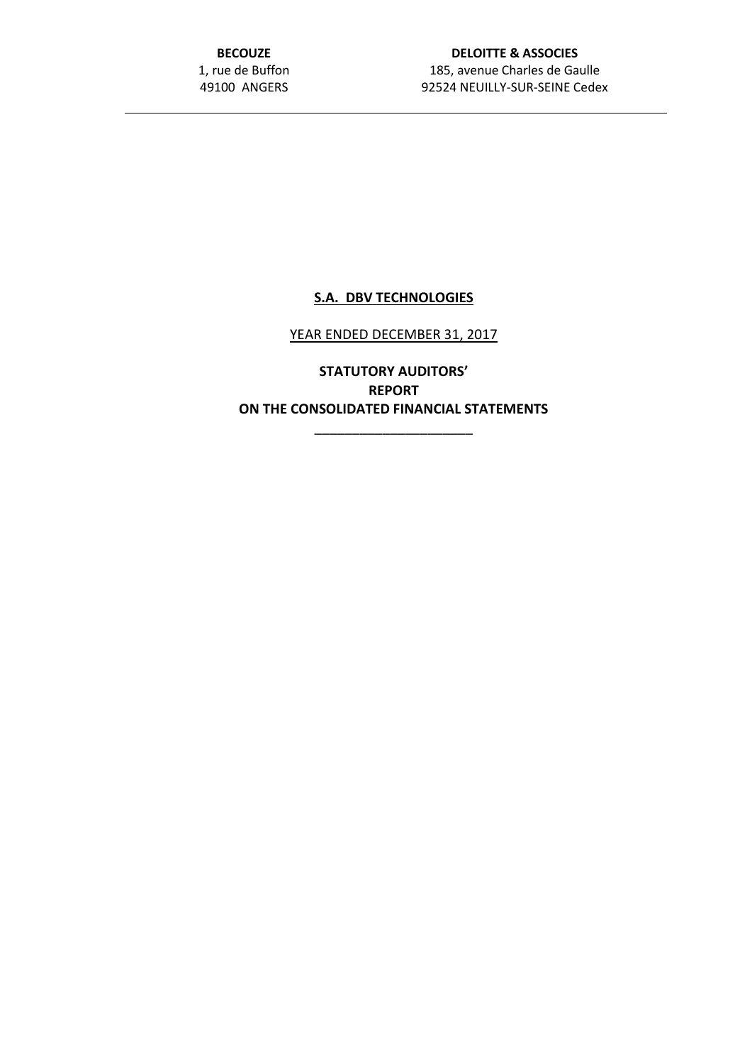**BECOUZE**
1, rue de Buffon
49100 ANGERS

**DELOITTE & ASSOCIES**
185, avenue Charles de Gaulle
92524 NEUILLY-SUR-SEINE Cedex

---

# S.A. DBV TECHNOLOGIES

YEAR ENDED DECEMBER 31, 2017

## STATUTORY AUDITORS' REPORT ON THE CONSOLIDATED FINANCIAL STATEMENTS

______________________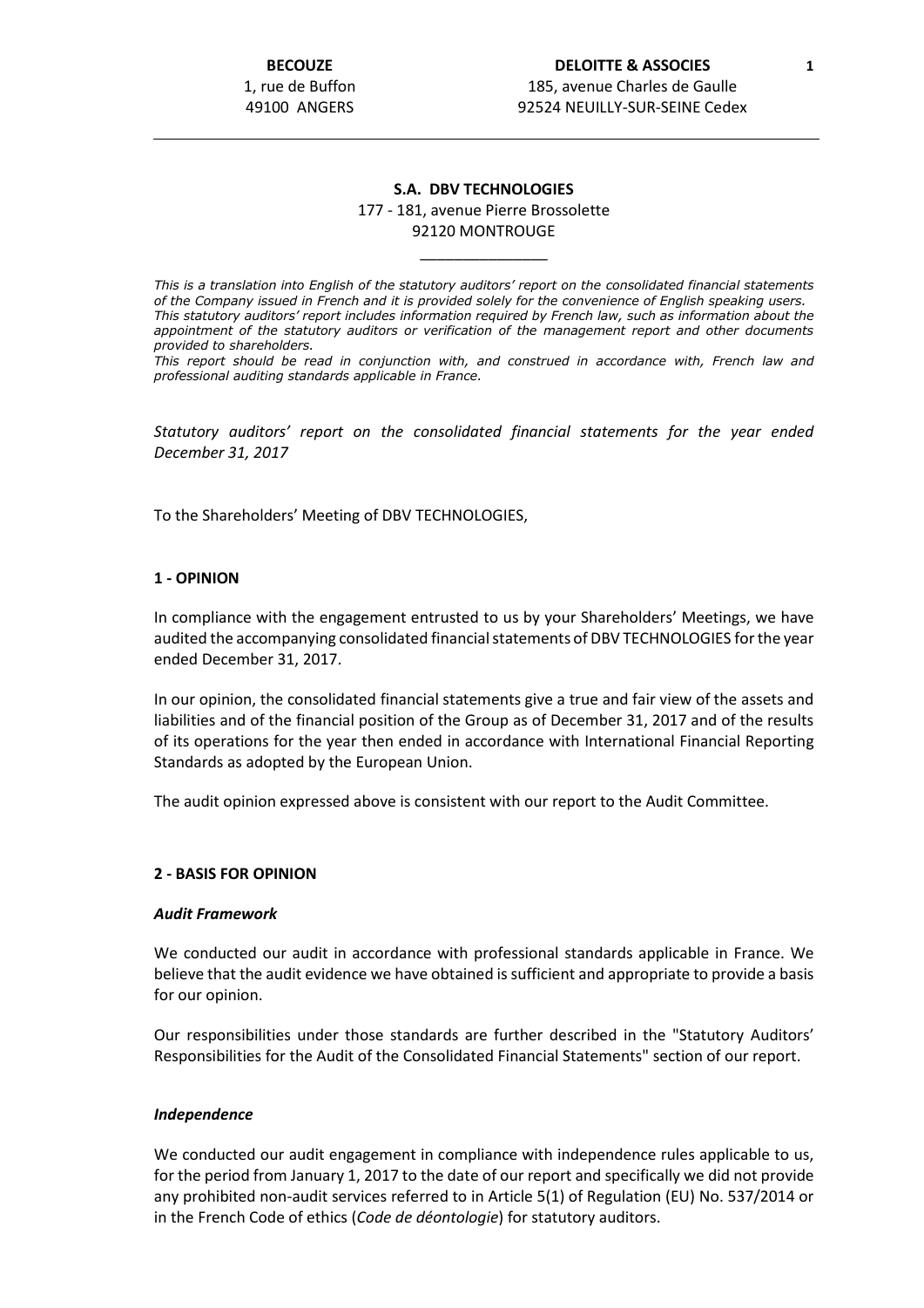**BECOUZE**
1, rue de Buffon
49100 ANGERS

**DELOITTE & ASSOCIES**
185, avenue Charles de Gaulle
92524 NEUILLY-SUR-SEINE Cedex

---

**S.A. DBV TECHNOLOGIES**
177 - 181, avenue Pierre Brossolette
92120 MONTROUGE

\_\_\_\_\_\_\_\_\_\_\_\_\_\_\_

*This is a translation into English of the statutory auditors' report on the consolidated financial statements of the Company issued in French and it is provided solely for the convenience of English speaking users. This statutory auditors' report includes information required by French law, such as information about the appointment of the statutory auditors or verification of the management report and other documents provided to shareholders.*
*This report should be read in conjunction with, and construed in accordance with, French law and professional auditing standards applicable in France.*

*Statutory auditors' report on the consolidated financial statements for the year ended December 31, 2017*

To the Shareholders' Meeting of DBV TECHNOLOGIES,

**1 - OPINION**

In compliance with the engagement entrusted to us by your Shareholders' Meetings, we have audited the accompanying consolidated financial statements of DBV TECHNOLOGIES for the year ended December 31, 2017.

In our opinion, the consolidated financial statements give a true and fair view of the assets and liabilities and of the financial position of the Group as of December 31, 2017 and of the results of its operations for the year then ended in accordance with International Financial Reporting Standards as adopted by the European Union.

The audit opinion expressed above is consistent with our report to the Audit Committee.

**2 - BASIS FOR OPINION**

***Audit Framework***

We conducted our audit in accordance with professional standards applicable in France. We believe that the audit evidence we have obtained is sufficient and appropriate to provide a basis for our opinion.

Our responsibilities under those standards are further described in the "Statutory Auditors' Responsibilities for the Audit of the Consolidated Financial Statements" section of our report.

***Independence***

We conducted our audit engagement in compliance with independence rules applicable to us, for the period from January 1, 2017 to the date of our report and specifically we did not provide any prohibited non-audit services referred to in Article 5(1) of Regulation (EU) No. 537/2014 or in the French Code of ethics (*Code de déontologie*) for statutory auditors.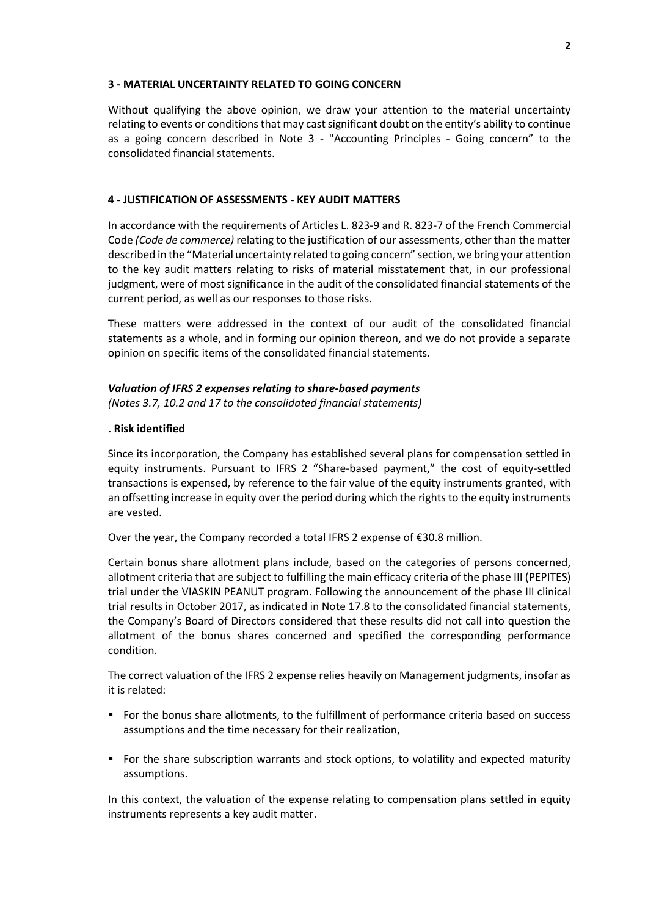### 3 - MATERIAL UNCERTAINTY RELATED TO GOING CONCERN

Without qualifying the above opinion, we draw your attention to the material uncertainty relating to events or conditions that may cast significant doubt on the entity's ability to continue as a going concern described in Note 3 - "Accounting Principles - Going concern" to the consolidated financial statements.

### 4 - JUSTIFICATION OF ASSESSMENTS - KEY AUDIT MATTERS

In accordance with the requirements of Articles L. 823-9 and R. 823-7 of the French Commercial Code *(Code de commerce)* relating to the justification of our assessments, other than the matter described in the "Material uncertainty related to going concern" section, we bring your attention to the key audit matters relating to risks of material misstatement that, in our professional judgment, were of most significance in the audit of the consolidated financial statements of the current period, as well as our responses to those risks.

These matters were addressed in the context of our audit of the consolidated financial statements as a whole, and in forming our opinion thereon, and we do not provide a separate opinion on specific items of the consolidated financial statements.

***Valuation of IFRS 2 expenses relating to share-based payments***

*(Notes 3.7, 10.2 and 17 to the consolidated financial statements)*

**. Risk identified**

Since its incorporation, the Company has established several plans for compensation settled in equity instruments. Pursuant to IFRS 2 "Share-based payment," the cost of equity-settled transactions is expensed, by reference to the fair value of the equity instruments granted, with an offsetting increase in equity over the period during which the rights to the equity instruments are vested.

Over the year, the Company recorded a total IFRS 2 expense of €30.8 million.

Certain bonus share allotment plans include, based on the categories of persons concerned, allotment criteria that are subject to fulfilling the main efficacy criteria of the phase III (PEPITES) trial under the VIASKIN PEANUT program. Following the announcement of the phase III clinical trial results in October 2017, as indicated in Note 17.8 to the consolidated financial statements, the Company's Board of Directors considered that these results did not call into question the allotment of the bonus shares concerned and specified the corresponding performance condition.

The correct valuation of the IFRS 2 expense relies heavily on Management judgments, insofar as it is related:

- For the bonus share allotments, to the fulfillment of performance criteria based on success assumptions and the time necessary for their realization,
- For the share subscription warrants and stock options, to volatility and expected maturity assumptions.

In this context, the valuation of the expense relating to compensation plans settled in equity instruments represents a key audit matter.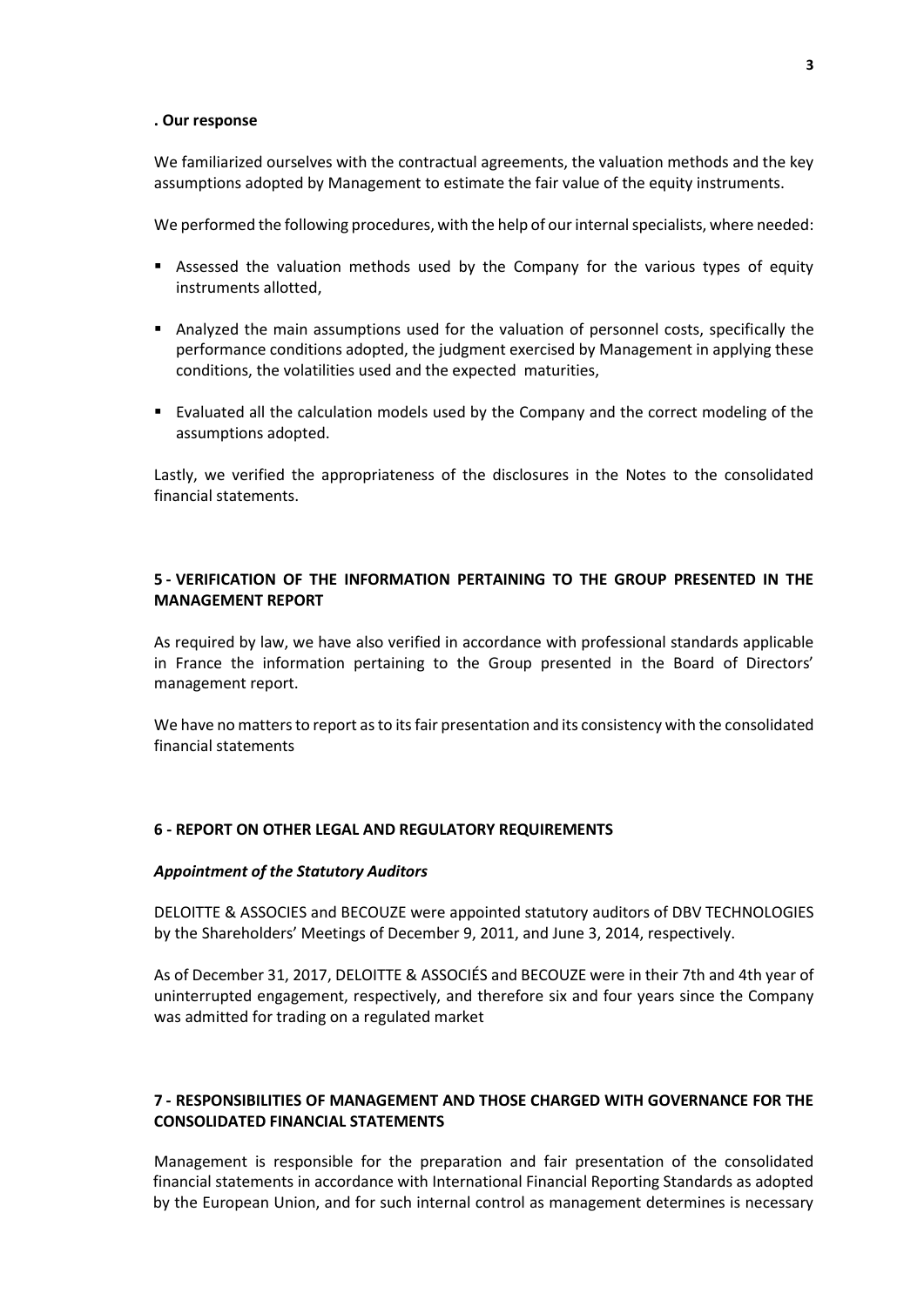**. Our response**

We familiarized ourselves with the contractual agreements, the valuation methods and the key assumptions adopted by Management to estimate the fair value of the equity instruments.

We performed the following procedures, with the help of our internal specialists, where needed:

- Assessed the valuation methods used by the Company for the various types of equity instruments allotted,
- Analyzed the main assumptions used for the valuation of personnel costs, specifically the performance conditions adopted, the judgment exercised by Management in applying these conditions, the volatilities used and the expected maturities,
- Evaluated all the calculation models used by the Company and the correct modeling of the assumptions adopted.

Lastly, we verified the appropriateness of the disclosures in the Notes to the consolidated financial statements.

## 5 - VERIFICATION OF THE INFORMATION PERTAINING TO THE GROUP PRESENTED IN THE MANAGEMENT REPORT

As required by law, we have also verified in accordance with professional standards applicable in France the information pertaining to the Group presented in the Board of Directors' management report.

We have no matters to report as to its fair presentation and its consistency with the consolidated financial statements

## 6 - REPORT ON OTHER LEGAL AND REGULATORY REQUIREMENTS

***Appointment of the Statutory Auditors***

DELOITTE & ASSOCIES and BECOUZE were appointed statutory auditors of DBV TECHNOLOGIES by the Shareholders' Meetings of December 9, 2011, and June 3, 2014, respectively.

As of December 31, 2017, DELOITTE & ASSOCIÉS and BECOUZE were in their 7th and 4th year of uninterrupted engagement, respectively, and therefore six and four years since the Company was admitted for trading on a regulated market

## 7 - RESPONSIBILITIES OF MANAGEMENT AND THOSE CHARGED WITH GOVERNANCE FOR THE CONSOLIDATED FINANCIAL STATEMENTS

Management is responsible for the preparation and fair presentation of the consolidated financial statements in accordance with International Financial Reporting Standards as adopted by the European Union, and for such internal control as management determines is necessary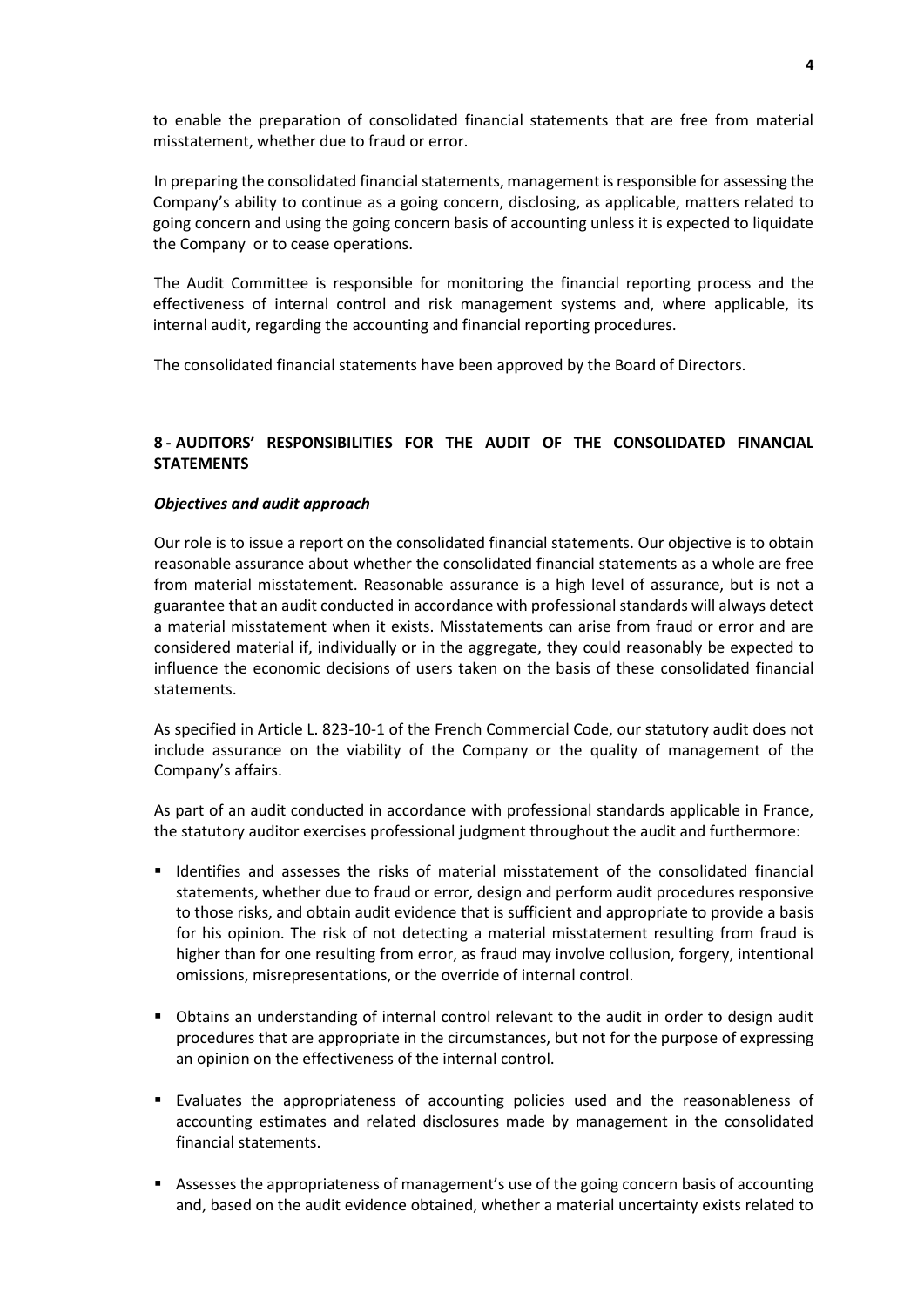to enable the preparation of consolidated financial statements that are free from material misstatement, whether due to fraud or error.

In preparing the consolidated financial statements, management is responsible for assessing the Company's ability to continue as a going concern, disclosing, as applicable, matters related to going concern and using the going concern basis of accounting unless it is expected to liquidate the Company or to cease operations.

The Audit Committee is responsible for monitoring the financial reporting process and the effectiveness of internal control and risk management systems and, where applicable, its internal audit, regarding the accounting and financial reporting procedures.

The consolidated financial statements have been approved by the Board of Directors.

## 8 - AUDITORS' RESPONSIBILITIES FOR THE AUDIT OF THE CONSOLIDATED FINANCIAL STATEMENTS

### *Objectives and audit approach*

Our role is to issue a report on the consolidated financial statements. Our objective is to obtain reasonable assurance about whether the consolidated financial statements as a whole are free from material misstatement. Reasonable assurance is a high level of assurance, but is not a guarantee that an audit conducted in accordance with professional standards will always detect a material misstatement when it exists. Misstatements can arise from fraud or error and are considered material if, individually or in the aggregate, they could reasonably be expected to influence the economic decisions of users taken on the basis of these consolidated financial statements.

As specified in Article L. 823-10-1 of the French Commercial Code, our statutory audit does not include assurance on the viability of the Company or the quality of management of the Company's affairs.

As part of an audit conducted in accordance with professional standards applicable in France, the statutory auditor exercises professional judgment throughout the audit and furthermore:

- Identifies and assesses the risks of material misstatement of the consolidated financial statements, whether due to fraud or error, design and perform audit procedures responsive to those risks, and obtain audit evidence that is sufficient and appropriate to provide a basis for his opinion. The risk of not detecting a material misstatement resulting from fraud is higher than for one resulting from error, as fraud may involve collusion, forgery, intentional omissions, misrepresentations, or the override of internal control.

- Obtains an understanding of internal control relevant to the audit in order to design audit procedures that are appropriate in the circumstances, but not for the purpose of expressing an opinion on the effectiveness of the internal control.

- Evaluates the appropriateness of accounting policies used and the reasonableness of accounting estimates and related disclosures made by management in the consolidated financial statements.

- Assesses the appropriateness of management's use of the going concern basis of accounting and, based on the audit evidence obtained, whether a material uncertainty exists related to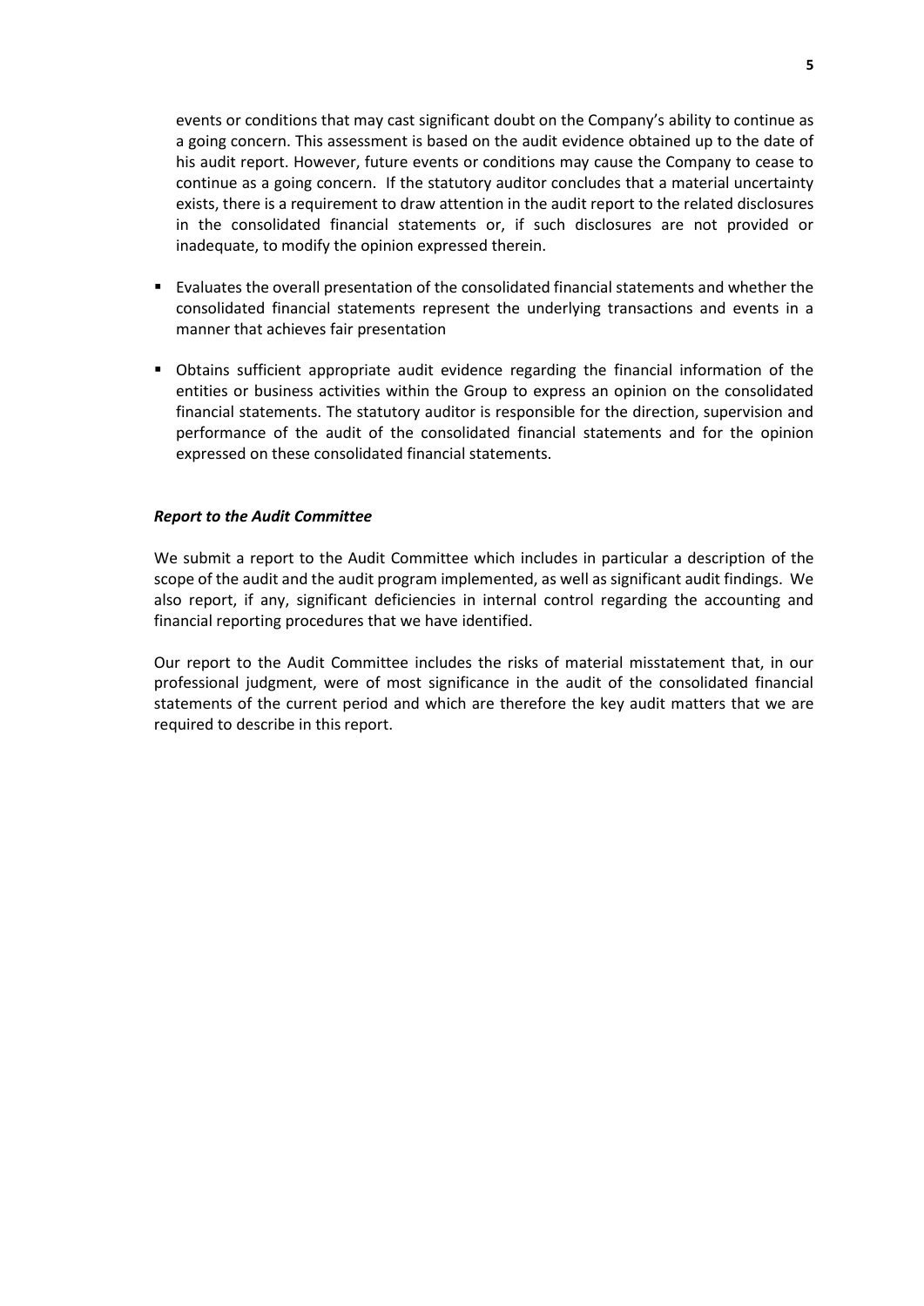events or conditions that may cast significant doubt on the Company's ability to continue as a going concern. This assessment is based on the audit evidence obtained up to the date of his audit report. However, future events or conditions may cause the Company to cease to continue as a going concern. If the statutory auditor concludes that a material uncertainty exists, there is a requirement to draw attention in the audit report to the related disclosures in the consolidated financial statements or, if such disclosures are not provided or inadequate, to modify the opinion expressed therein.

- Evaluates the overall presentation of the consolidated financial statements and whether the consolidated financial statements represent the underlying transactions and events in a manner that achieves fair presentation

- Obtains sufficient appropriate audit evidence regarding the financial information of the entities or business activities within the Group to express an opinion on the consolidated financial statements. The statutory auditor is responsible for the direction, supervision and performance of the audit of the consolidated financial statements and for the opinion expressed on these consolidated financial statements.

***Report to the Audit Committee***

We submit a report to the Audit Committee which includes in particular a description of the scope of the audit and the audit program implemented, as well as significant audit findings. We also report, if any, significant deficiencies in internal control regarding the accounting and financial reporting procedures that we have identified.

Our report to the Audit Committee includes the risks of material misstatement that, in our professional judgment, were of most significance in the audit of the consolidated financial statements of the current period and which are therefore the key audit matters that we are required to describe in this report.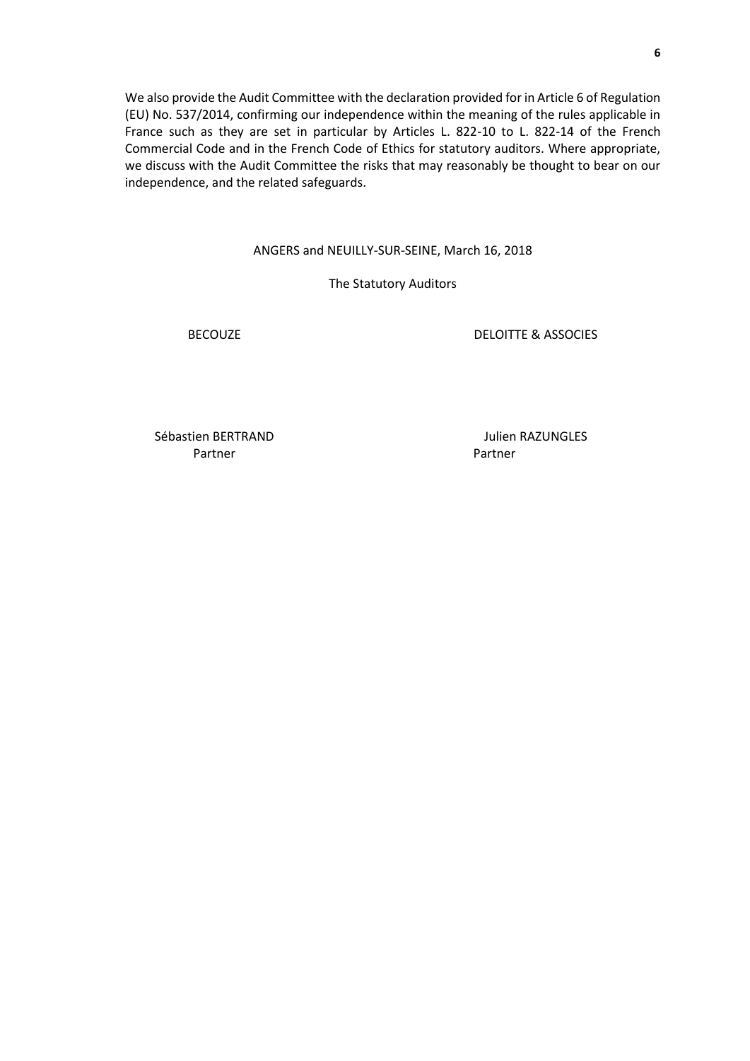We also provide the Audit Committee with the declaration provided for in Article 6 of Regulation (EU) No. 537/2014, confirming our independence within the meaning of the rules applicable in France such as they are set in particular by Articles L. 822-10 to L. 822-14 of the French Commercial Code and in the French Code of Ethics for statutory auditors. Where appropriate, we discuss with the Audit Committee the risks that may reasonably be thought to bear on our independence, and the related safeguards.

ANGERS and NEUILLY-SUR-SEINE, March 16, 2018

The Statutory Auditors

| | |
|---|---|
| BECOUZE | DELOITTE & ASSOCIES |
| Sébastien BERTRAND | Julien RAZUNGLES |
| Partner | Partner |